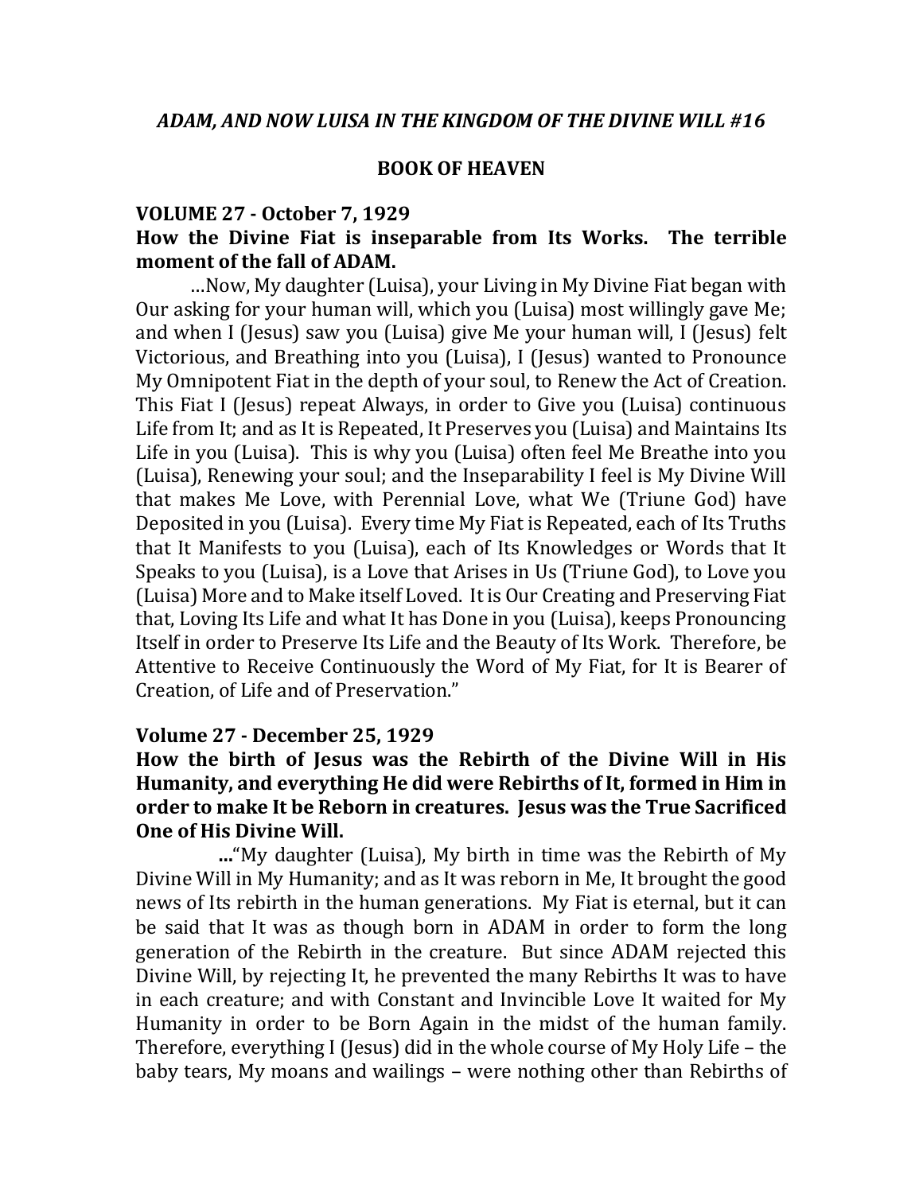### *ADAM, AND NOW LUISA IN THE KINGDOM OF THE DIVINE WILL #16*

**BOOK OF HEAVEN**

**VOLUME 27 - October 7, 1929**

**How the Divine Fiat is inseparable from Its Works. The terrible moment of the fall of ADAM.**

…Now, My daughter (Luisa), your Living in My Divine Fiat began with Our asking for your human will, which you (Luisa) most willingly gave Me; and when I (Jesus) saw you (Luisa) give Me your human will, I (Jesus) felt Victorious, and Breathing into you (Luisa), I (Jesus) wanted to Pronounce My Omnipotent Fiat in the depth of your soul, to Renew the Act of Creation. This Fiat I (Jesus) repeat Always, in order to Give you (Luisa) continuous Life from It; and as It is Repeated, It Preserves you (Luisa) and Maintains Its Life in you (Luisa). This is why you (Luisa) often feel Me Breathe into you (Luisa), Renewing your soul; and the Inseparability I feel is My Divine Will that makes Me Love, with Perennial Love, what We (Triune God) have Deposited in you (Luisa). Every time My Fiat is Repeated, each of Its Truths that It Manifests to you (Luisa), each of Its Knowledges or Words that It Speaks to you (Luisa), is a Love that Arises in Us (Triune God), to Love you (Luisa) More and to Make itself Loved. It is Our Creating and Preserving Fiat that, Loving Its Life and what It has Done in you (Luisa), keeps Pronouncing Itself in order to Preserve Its Life and the Beauty of Its Work. Therefore, be Attentive to Receive Continuously the Word of My Fiat, for It is Bearer of Creation, of Life and of Preservation."

**Volume 27 - December 25, 1929**

**How the birth of Jesus was the Rebirth of the Divine Will in His Humanity, and everything He did were Rebirths of It, formed in Him in order to make It be Reborn in creatures. Jesus was the True Sacrificed One of His Divine Will.**

**…**"My daughter (Luisa), My birth in time was the Rebirth of My Divine Will in My Humanity; and as It was reborn in Me, It brought the good news of Its rebirth in the human generations. My Fiat is eternal, but it can be said that It was as though born in ADAM in order to form the long generation of the Rebirth in the creature. But since ADAM rejected this Divine Will, by rejecting It, he prevented the many Rebirths It was to have in each creature; and with Constant and Invincible Love It waited for My Humanity in order to be Born Again in the midst of the human family. Therefore, everything I (Jesus) did in the whole course of My Holy Life – the baby tears, My moans and wailings – were nothing other than Rebirths of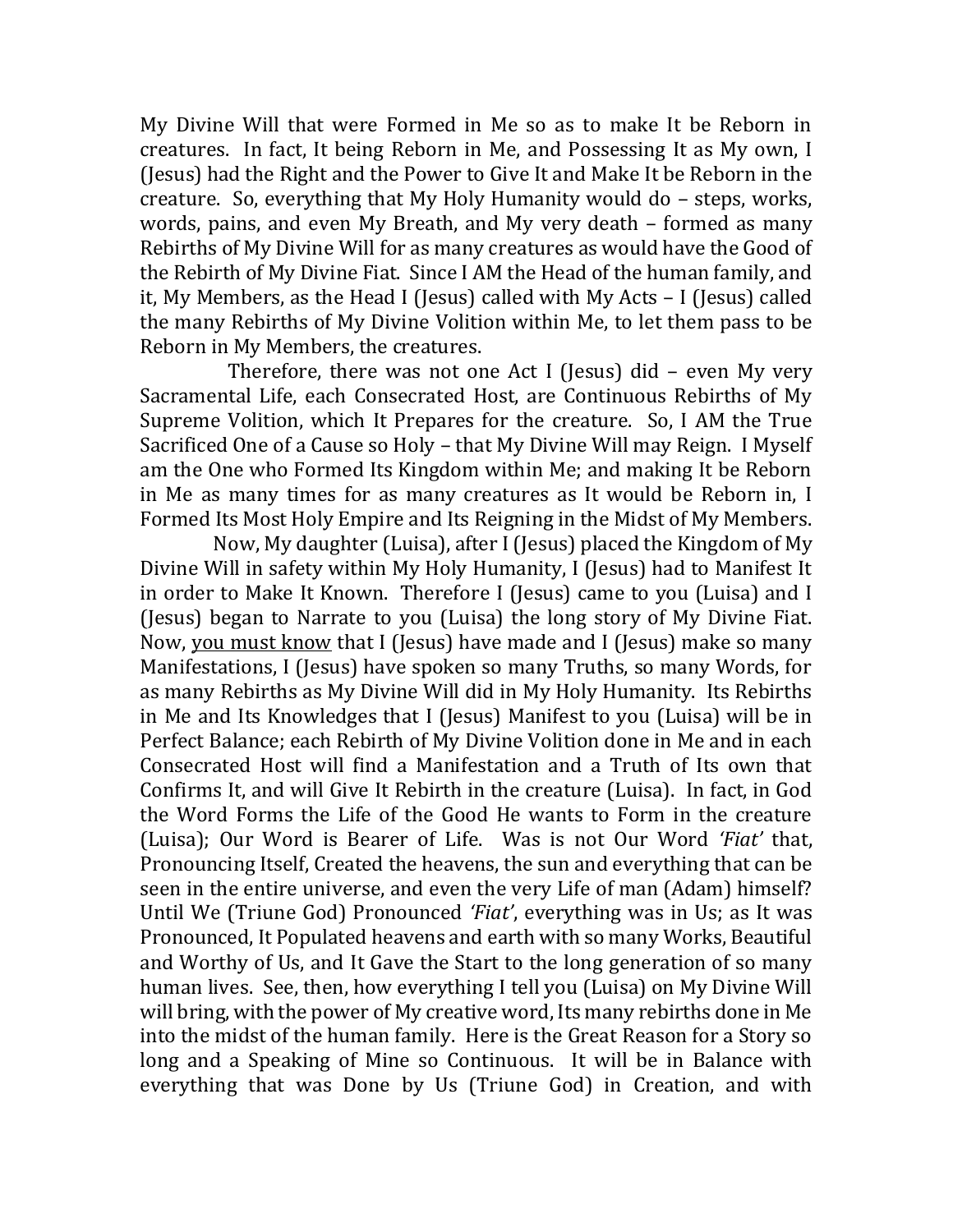My Divine Will that were Formed in Me so as to make It be Reborn in creatures. In fact, It being Reborn in Me, and Possessing It as My own, I (Jesus) had the Right and the Power to Give It and Make It be Reborn in the creature. So, everything that My Holy Humanity would do – steps, works, words, pains, and even My Breath, and My very death – formed as many Rebirths of My Divine Will for as many creatures as would have the Good of the Rebirth of My Divine Fiat. Since I AM the Head of the human family, and it, My Members, as the Head I (Jesus) called with My Acts – I (Jesus) called the many Rebirths of My Divine Volition within Me, to let them pass to be Reborn in My Members, the creatures.

Therefore, there was not one Act I (Jesus) did – even My very Sacramental Life, each Consecrated Host, are Continuous Rebirths of My Supreme Volition, which It Prepares for the creature. So, I AM the True Sacrificed One of a Cause so Holy – that My Divine Will may Reign. I Myself am the One who Formed Its Kingdom within Me; and making It be Reborn in Me as many times for as many creatures as It would be Reborn in, I Formed Its Most Holy Empire and Its Reigning in the Midst of My Members.

Now, My daughter (Luisa), after I (Jesus) placed the Kingdom of My Divine Will in safety within My Holy Humanity, I (Jesus) had to Manifest It in order to Make It Known. Therefore I (Jesus) came to you (Luisa) and I (Jesus) began to Narrate to you (Luisa) the long story of My Divine Fiat. Now, <u>you must know</u> that I (Jesus) have made and I (Jesus) make so many Manifestations, I (Jesus) have spoken so many Truths, so many Words, for as many Rebirths as My Divine Will did in My Holy Humanity. Its Rebirths in Me and Its Knowledges that I (Jesus) Manifest to you (Luisa) will be in Perfect Balance; each Rebirth of My Divine Volition done in Me and in each Consecrated Host will find a Manifestation and a Truth of Its own that Confirms It, and will Give It Rebirth in the creature (Luisa). In fact, in God the Word Forms the Life of the Good He wants to Form in the creature (Luisa); Our Word is Bearer of Life. Was is not Our Word *'Fiat'* that, Pronouncing Itself, Created the heavens, the sun and everything that can be seen in the entire universe, and even the very Life of man (Adam) himself? Until We (Triune God) Pronounced *'Fiat'*, everything was in Us; as It was Pronounced, It Populated heavens and earth with so many Works, Beautiful and Worthy of Us, and It Gave the Start to the long generation of so many human lives. See, then, how everything I tell you (Luisa) on My Divine Will will bring, with the power of My creative word, Its many rebirths done in Me into the midst of the human family. Here is the Great Reason for a Story so long and a Speaking of Mine so Continuous. It will be in Balance with everything that was Done by Us (Triune God) in Creation, and with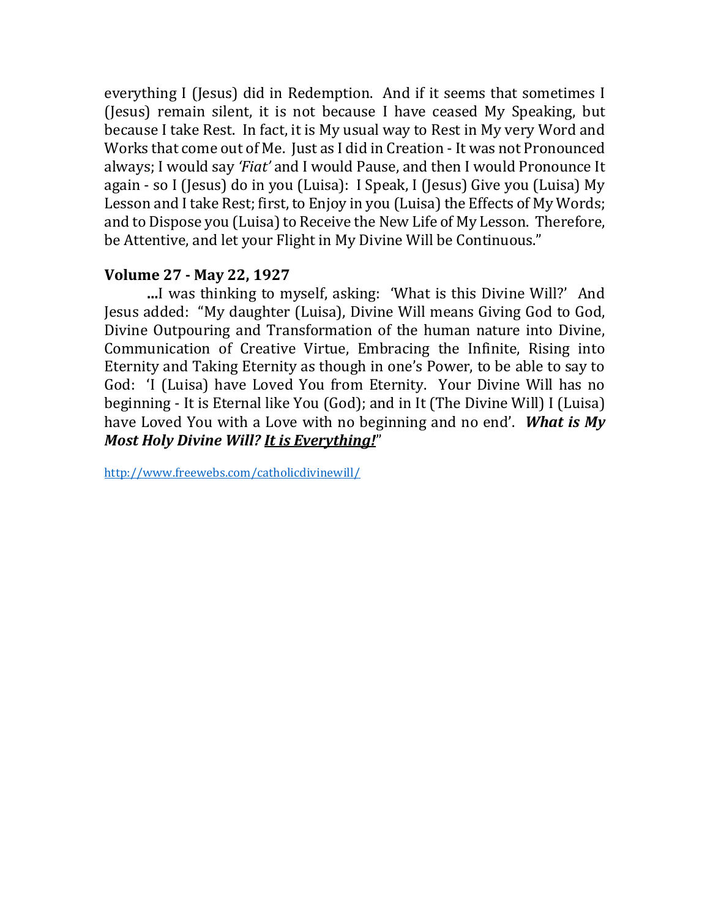everything I (Jesus) did in Redemption. And if it seems that sometimes I (Jesus) remain silent, it is not because I have ceased My Speaking, but because I take Rest. In fact, it is My usual way to Rest in My very Word and Works that come out of Me. Just as I did in Creation - It was not Pronounced always; I would say *'Fiat'* and I would Pause, and then I would Pronounce It again - so I (Jesus) do in you (Luisa): I Speak, I (Jesus) Give you (Luisa) My Lesson and I take Rest; first, to Enjoy in you (Luisa) the Effects of My Words; and to Dispose you (Luisa) to Receive the New Life of My Lesson. Therefore, be Attentive, and let your Flight in My Divine Will be Continuous."

### Volume 27 - May 22, 1927

**...**I was thinking to myself, asking: 'What is this Divine Will?' And Jesus added: "My daughter (Luisa), Divine Will means Giving God to God, Divine Outpouring and Transformation of the human nature into Divine, Communication of Creative Virtue, Embracing the Infinite, Rising into Eternity and Taking Eternity as though in one's Power, to be able to say to God: 'I (Luisa) have Loved You from Eternity. Your Divine Will has no beginning - It is Eternal like You (God); and in It (The Divine Will) I (Luisa) have Loved You with a Love with no beginning and no end'. ***What is My Most Holy Divine Will? <u>It is Everything!</u>***"

http://www.freewebs.com/catholicdivinewill/